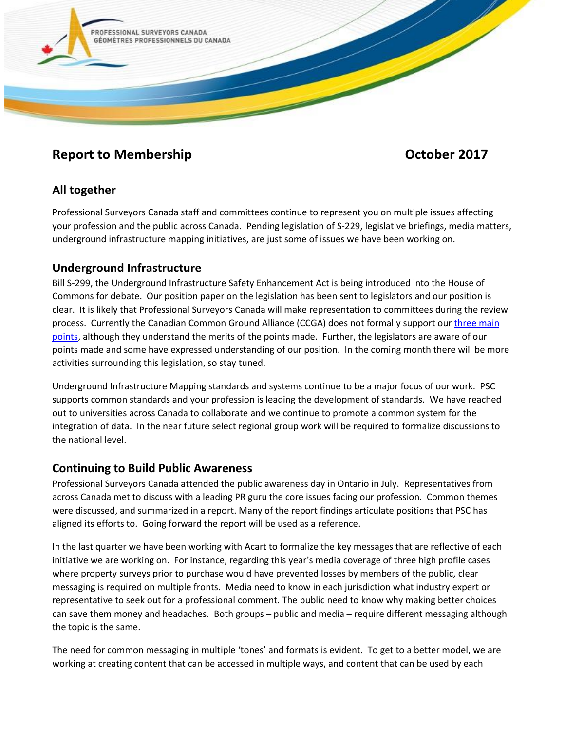PROFESSIONAL SURVEYORS CANADA
GÉOMÈTRES PROFESSIONNELS DU CANADA

# Report to Membership — October 2017

## All together

Professional Surveyors Canada staff and committees continue to represent you on multiple issues affecting your profession and the public across Canada. Pending legislation of S-229, legislative briefings, media matters, underground infrastructure mapping initiatives, are just some of issues we have been working on.

## Underground Infrastructure

Bill S-299, the Underground Infrastructure Safety Enhancement Act is being introduced into the House of Commons for debate. Our position paper on the legislation has been sent to legislators and our position is clear. It is likely that Professional Surveyors Canada will make representation to committees during the review process. Currently the Canadian Common Ground Alliance (CCGA) does not formally support our three main points, although they understand the merits of the points made. Further, the legislators are aware of our points made and some have expressed understanding of our position. In the coming month there will be more activities surrounding this legislation, so stay tuned.

Underground Infrastructure Mapping standards and systems continue to be a major focus of our work. PSC supports common standards and your profession is leading the development of standards. We have reached out to universities across Canada to collaborate and we continue to promote a common system for the integration of data. In the near future select regional group work will be required to formalize discussions to the national level.

## Continuing to Build Public Awareness

Professional Surveyors Canada attended the public awareness day in Ontario in July. Representatives from across Canada met to discuss with a leading PR guru the core issues facing our profession. Common themes were discussed, and summarized in a report. Many of the report findings articulate positions that PSC has aligned its efforts to. Going forward the report will be used as a reference.

In the last quarter we have been working with Acart to formalize the key messages that are reflective of each initiative we are working on. For instance, regarding this year's media coverage of three high profile cases where property surveys prior to purchase would have prevented losses by members of the public, clear messaging is required on multiple fronts. Media need to know in each jurisdiction what industry expert or representative to seek out for a professional comment. The public need to know why making better choices can save them money and headaches. Both groups – public and media – require different messaging although the topic is the same.

The need for common messaging in multiple 'tones' and formats is evident. To get to a better model, we are working at creating content that can be accessed in multiple ways, and content that can be used by each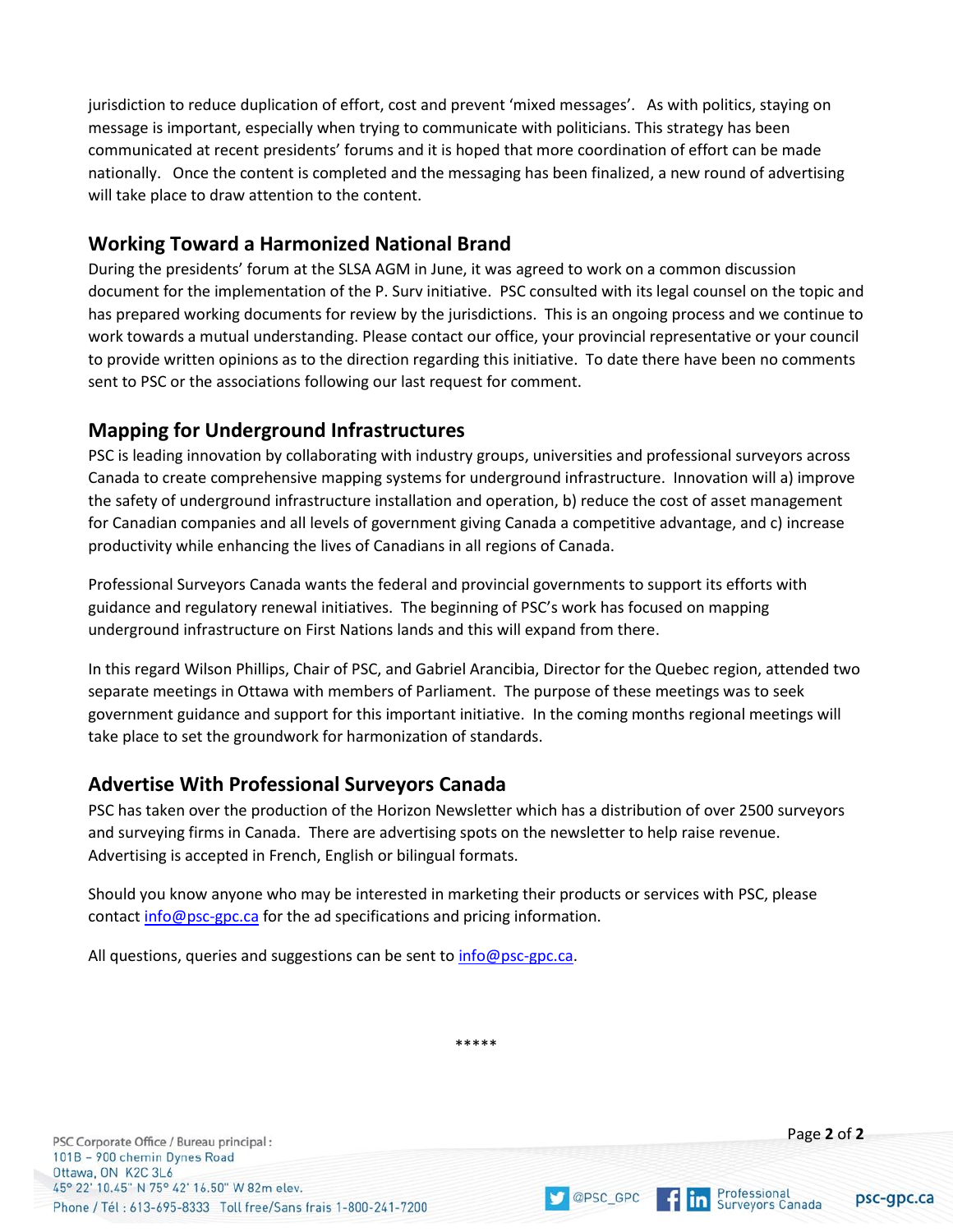jurisdiction to reduce duplication of effort, cost and prevent 'mixed messages'. As with politics, staying on message is important, especially when trying to communicate with politicians. This strategy has been communicated at recent presidents' forums and it is hoped that more coordination of effort can be made nationally. Once the content is completed and the messaging has been finalized, a new round of advertising will take place to draw attention to the content.

## Working Toward a Harmonized National Brand

During the presidents' forum at the SLSA AGM in June, it was agreed to work on a common discussion document for the implementation of the P. Surv initiative. PSC consulted with its legal counsel on the topic and has prepared working documents for review by the jurisdictions. This is an ongoing process and we continue to work towards a mutual understanding. Please contact our office, your provincial representative or your council to provide written opinions as to the direction regarding this initiative. To date there have been no comments sent to PSC or the associations following our last request for comment.

## Mapping for Underground Infrastructures

PSC is leading innovation by collaborating with industry groups, universities and professional surveyors across Canada to create comprehensive mapping systems for underground infrastructure. Innovation will a) improve the safety of underground infrastructure installation and operation, b) reduce the cost of asset management for Canadian companies and all levels of government giving Canada a competitive advantage, and c) increase productivity while enhancing the lives of Canadians in all regions of Canada.

Professional Surveyors Canada wants the federal and provincial governments to support its efforts with guidance and regulatory renewal initiatives. The beginning of PSC's work has focused on mapping underground infrastructure on First Nations lands and this will expand from there.

In this regard Wilson Phillips, Chair of PSC, and Gabriel Arancibia, Director for the Quebec region, attended two separate meetings in Ottawa with members of Parliament. The purpose of these meetings was to seek government guidance and support for this important initiative. In the coming months regional meetings will take place to set the groundwork for harmonization of standards.

## Advertise With Professional Surveyors Canada

PSC has taken over the production of the Horizon Newsletter which has a distribution of over 2500 surveyors and surveying firms in Canada. There are advertising spots on the newsletter to help raise revenue. Advertising is accepted in French, English or bilingual formats.

Should you know anyone who may be interested in marketing their products or services with PSC, please contact info@psc-gpc.ca for the ad specifications and pricing information.

All questions, queries and suggestions can be sent to info@psc-gpc.ca.

*****